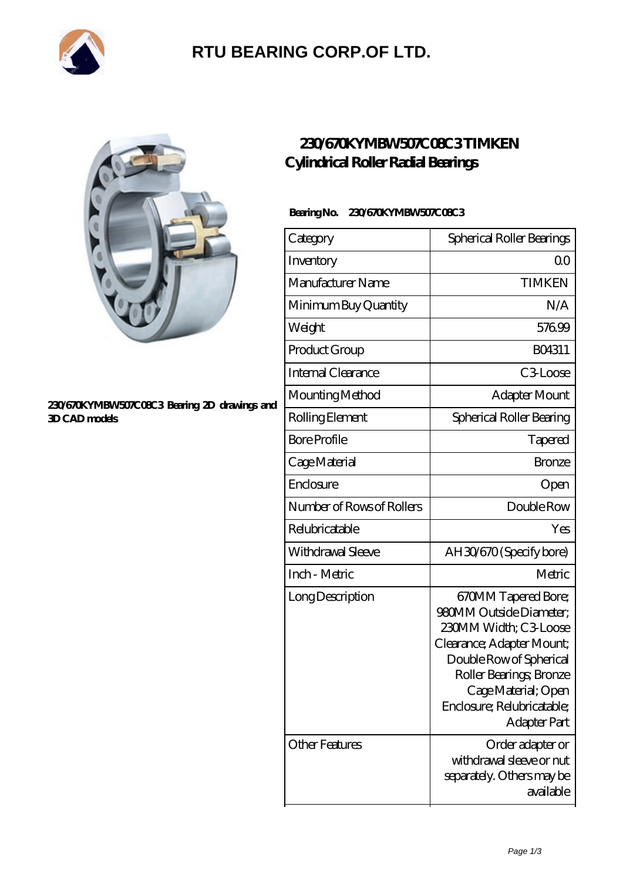# RTU BEARING CORP.OF LTD.

## 230/670KYMBW507C08C3 TIMKEN Cylindrical Roller Radial Bearings

230/670KYMBW507C08C3 Bearing 2D drawings and 3D CAD models

**Bearing No.** 230/670KYMBW507C08C3

| Category | Spherical Roller Bearings |
|---|---|
| Inventory | 0.0 |
| Manufacturer Name | TIMKEN |
| Minimum Buy Quantity | N/A |
| Weight | 576.99 |
| Product Group | B04311 |
| Internal Clearance | C3-Loose |
| Mounting Method | Adapter Mount |
| Rolling Element | Spherical Roller Bearing |
| Bore Profile | Tapered |
| Cage Material | Bronze |
| Enclosure | Open |
| Number of Rows of Rollers | Double Row |
| Relubricatable | Yes |
| Withdrawal Sleeve | AH30/670 (Specify bore) |
| Inch - Metric | Metric |
| Long Description | 670MM Tapered Bore; 980MM Outside Diameter; 230MM Width; C3-Loose Clearance; Adapter Mount; Double Row of Spherical Roller Bearings; Bronze Cage Material; Open Enclosure; Relubricatable; Adapter Part |
| Other Features | Order adapter or withdrawal sleeve or nut separately. Others may be available |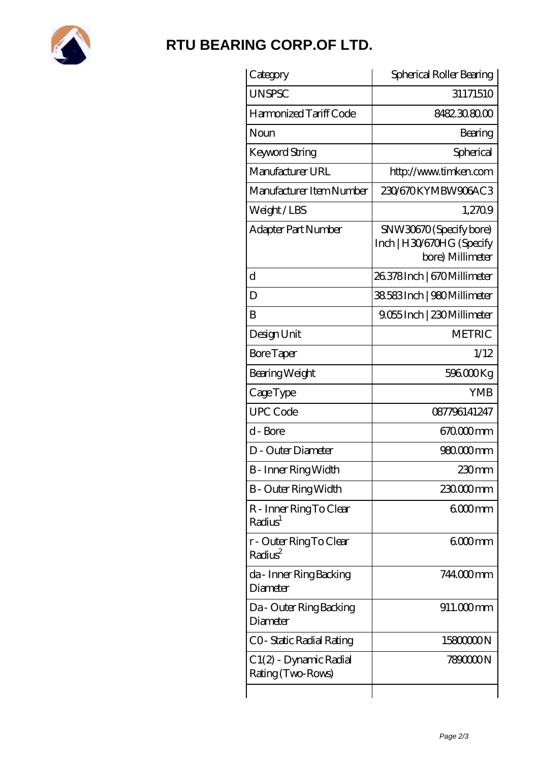# RTU BEARING CORP.OF LTD.

| Category | Spherical Roller Bearing |
|---|---|
| UNSPSC | 31171510 |
| Harmonized Tariff Code | 8482.30.80.00 |
| Noun | Bearing |
| Keyword String | Spherical |
| Manufacturer URL | http://www.timken.com |
| Manufacturer Item Number | 230/670KYMBW906AC3 |
| Weight / LBS | 1,270.9 |
| Adapter Part Number | SNW30670 (Specify bore) Inch \| H30/670HG (Specify bore) Millimeter |
| d | 26.378 Inch \| 670 Millimeter |
| D | 38.583 Inch \| 980 Millimeter |
| B | 9.055 Inch \| 230 Millimeter |
| Design Unit | METRIC |
| Bore Taper | 1/12 |
| Bearing Weight | 596.000 Kg |
| Cage Type | YMB |
| UPC Code | 087796141247 |
| d - Bore | 670.000 mm |
| D - Outer Diameter | 980.000 mm |
| B - Inner Ring Width | 230 mm |
| B - Outer Ring Width | 230.000 mm |
| R - Inner Ring To Clear Radius[1] | 6.000 mm |
| r - Outer Ring To Clear Radius[2] | 6.000 mm |
| da - Inner Ring Backing Diameter | 744.000 mm |
| Da - Outer Ring Backing Diameter | 911.000 mm |
| C0 - Static Radial Rating | 15800000 N |
| C1(2) - Dynamic Radial Rating (Two-Rows) | 7890000 N |
| | |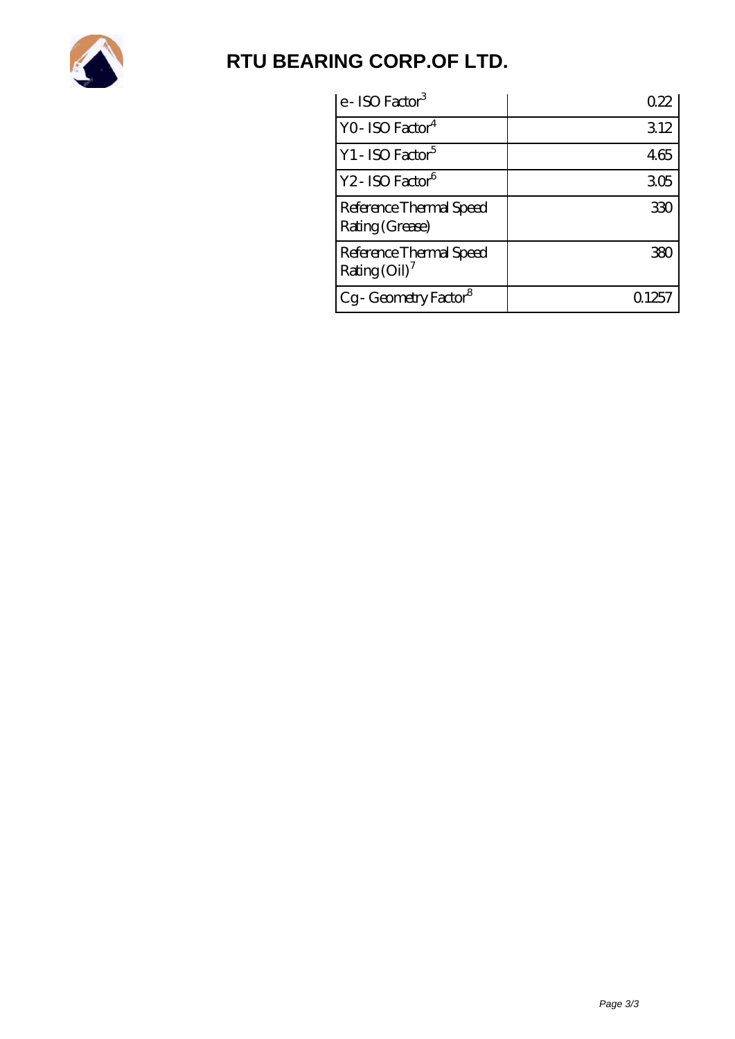| | |
|---|---|
| e - ISO Factor[3] | 0.22 |
| Y0 - ISO Factor[4] | 3.12 |
| Y1 - ISO Factor[5] | 4.65 |
| Y2 - ISO Factor[6] | 3.05 |
| Reference Thermal Speed Rating (Grease) | 330 |
| Reference Thermal Speed Rating (Oil)[7] | 380 |
| Cg - Geometry Factor[8] | 0.1257 |